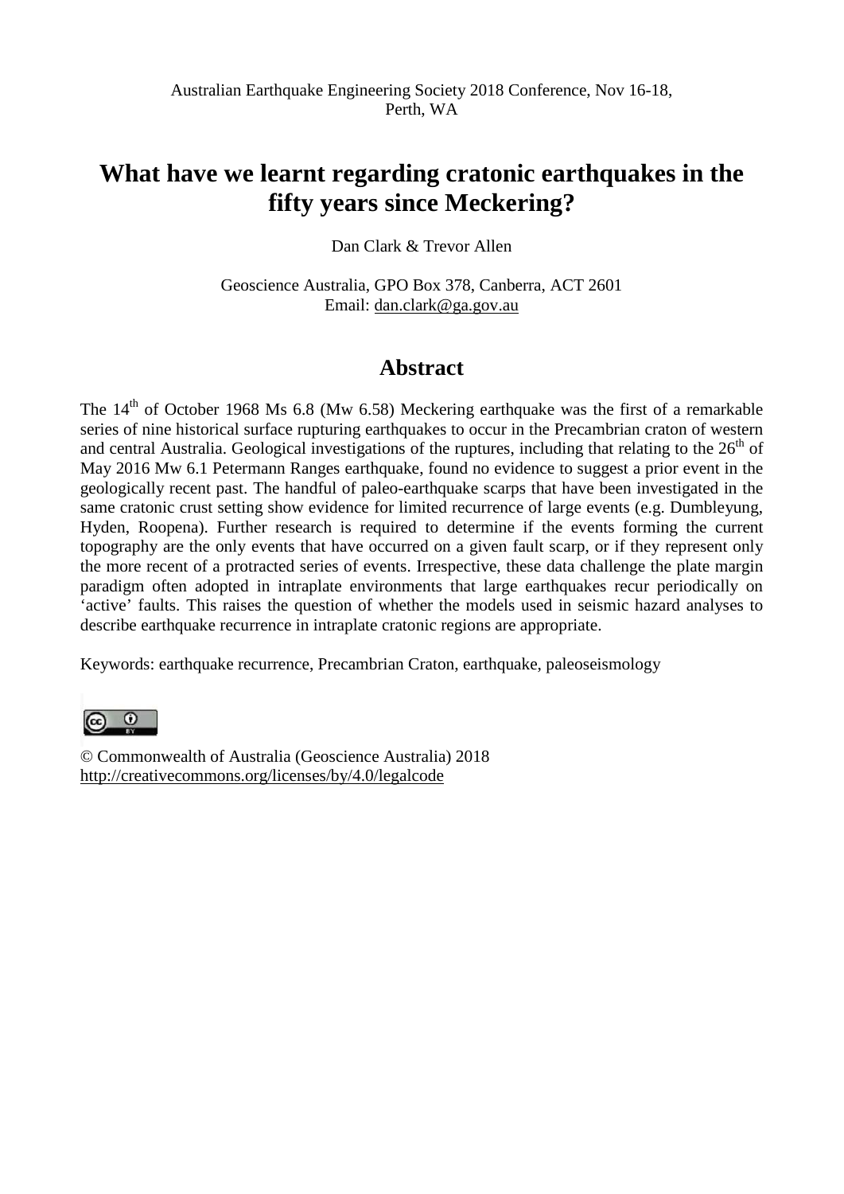Australian Earthquake Engineering Society 2018 Conference, Nov 16-18, Perth, WA

# What have we learnt regarding cratonic earthquakes in the fifty years since Meckering?

Dan Clark & Trevor Allen

Geoscience Australia, GPO Box 378, Canberra, ACT 2601
Email: dan.clark@ga.gov.au

## Abstract

The 14th of October 1968 Ms 6.8 (Mw 6.58) Meckering earthquake was the first of a remarkable series of nine historical surface rupturing earthquakes to occur in the Precambrian craton of western and central Australia. Geological investigations of the ruptures, including that relating to the 26th of May 2016 Mw 6.1 Petermann Ranges earthquake, found no evidence to suggest a prior event in the geologically recent past. The handful of paleo-earthquake scarps that have been investigated in the same cratonic crust setting show evidence for limited recurrence of large events (e.g. Dumbleyung, Hyden, Roopena). Further research is required to determine if the events forming the current topography are the only events that have occurred on a given fault scarp, or if they represent only the more recent of a protracted series of events. Irrespective, these data challenge the plate margin paradigm often adopted in intraplate environments that large earthquakes recur periodically on 'active' faults. This raises the question of whether the models used in seismic hazard analyses to describe earthquake recurrence in intraplate cratonic regions are appropriate.

Keywords: earthquake recurrence, Precambrian Craton, earthquake, paleoseismology

© Commonwealth of Australia (Geoscience Australia) 2018
http://creativecommons.org/licenses/by/4.0/legalcode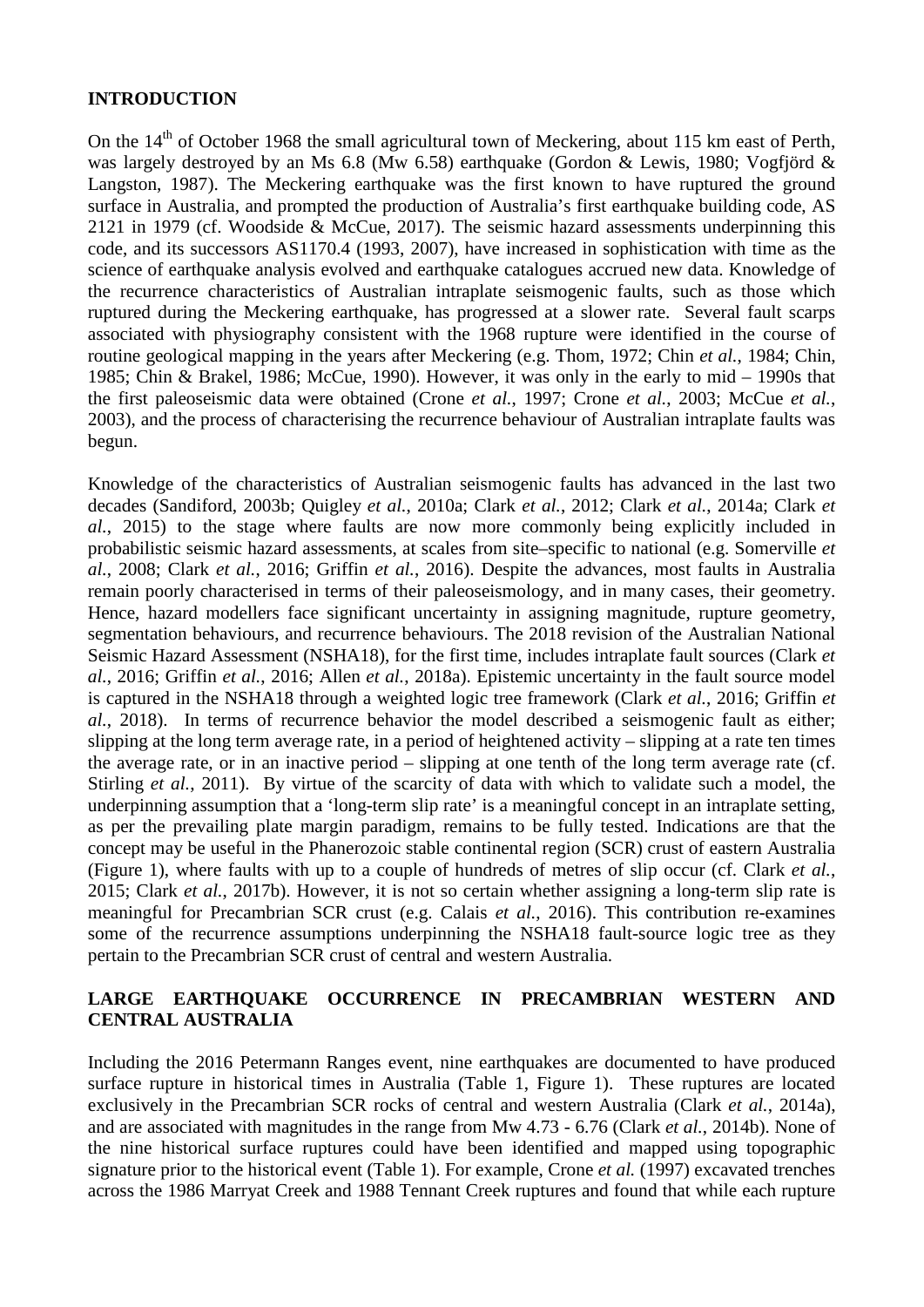## INTRODUCTION

On the 14th of October 1968 the small agricultural town of Meckering, about 115 km east of Perth, was largely destroyed by an Ms 6.8 (Mw 6.58) earthquake (Gordon & Lewis, 1980; Vogfjörd & Langston, 1987). The Meckering earthquake was the first known to have ruptured the ground surface in Australia, and prompted the production of Australia's first earthquake building code, AS 2121 in 1979 (cf. Woodside & McCue, 2017). The seismic hazard assessments underpinning this code, and its successors AS1170.4 (1993, 2007), have increased in sophistication with time as the science of earthquake analysis evolved and earthquake catalogues accrued new data. Knowledge of the recurrence characteristics of Australian intraplate seismogenic faults, such as those which ruptured during the Meckering earthquake, has progressed at a slower rate. Several fault scarps associated with physiography consistent with the 1968 rupture were identified in the course of routine geological mapping in the years after Meckering (e.g. Thom, 1972; Chin *et al.*, 1984; Chin, 1985; Chin & Brakel, 1986; McCue, 1990). However, it was only in the early to mid – 1990s that the first paleoseismic data were obtained (Crone *et al.*, 1997; Crone *et al.*, 2003; McCue *et al.*, 2003), and the process of characterising the recurrence behaviour of Australian intraplate faults was begun.

Knowledge of the characteristics of Australian seismogenic faults has advanced in the last two decades (Sandiford, 2003b; Quigley *et al.*, 2010a; Clark *et al.*, 2012; Clark *et al.*, 2014a; Clark *et al.*, 2015) to the stage where faults are now more commonly being explicitly included in probabilistic seismic hazard assessments, at scales from site–specific to national (e.g. Somerville *et al.*, 2008; Clark *et al.*, 2016; Griffin *et al.*, 2016). Despite the advances, most faults in Australia remain poorly characterised in terms of their paleoseismology, and in many cases, their geometry. Hence, hazard modellers face significant uncertainty in assigning magnitude, rupture geometry, segmentation behaviours, and recurrence behaviours. The 2018 revision of the Australian National Seismic Hazard Assessment (NSHA18), for the first time, includes intraplate fault sources (Clark *et al.*, 2016; Griffin *et al.*, 2016; Allen *et al.*, 2018a). Epistemic uncertainty in the fault source model is captured in the NSHA18 through a weighted logic tree framework (Clark *et al.*, 2016; Griffin *et al.*, 2018). In terms of recurrence behavior the model described a seismogenic fault as either; slipping at the long term average rate, in a period of heightened activity – slipping at a rate ten times the average rate, or in an inactive period – slipping at one tenth of the long term average rate (cf. Stirling *et al.*, 2011). By virtue of the scarcity of data with which to validate such a model, the underpinning assumption that a 'long-term slip rate' is a meaningful concept in an intraplate setting, as per the prevailing plate margin paradigm, remains to be fully tested. Indications are that the concept may be useful in the Phanerozoic stable continental region (SCR) crust of eastern Australia (Figure 1), where faults with up to a couple of hundreds of metres of slip occur (cf. Clark *et al.*, 2015; Clark *et al.*, 2017b). However, it is not so certain whether assigning a long-term slip rate is meaningful for Precambrian SCR crust (e.g. Calais *et al.*, 2016). This contribution re-examines some of the recurrence assumptions underpinning the NSHA18 fault-source logic tree as they pertain to the Precambrian SCR crust of central and western Australia.

## LARGE EARTHQUAKE OCCURRENCE IN PRECAMBRIAN WESTERN AND CENTRAL AUSTRALIA

Including the 2016 Petermann Ranges event, nine earthquakes are documented to have produced surface rupture in historical times in Australia (Table 1, Figure 1). These ruptures are located exclusively in the Precambrian SCR rocks of central and western Australia (Clark *et al.*, 2014a), and are associated with magnitudes in the range from Mw 4.73 - 6.76 (Clark *et al.*, 2014b). None of the nine historical surface ruptures could have been identified and mapped using topographic signature prior to the historical event (Table 1). For example, Crone *et al.* (1997) excavated trenches across the 1986 Marryat Creek and 1988 Tennant Creek ruptures and found that while each rupture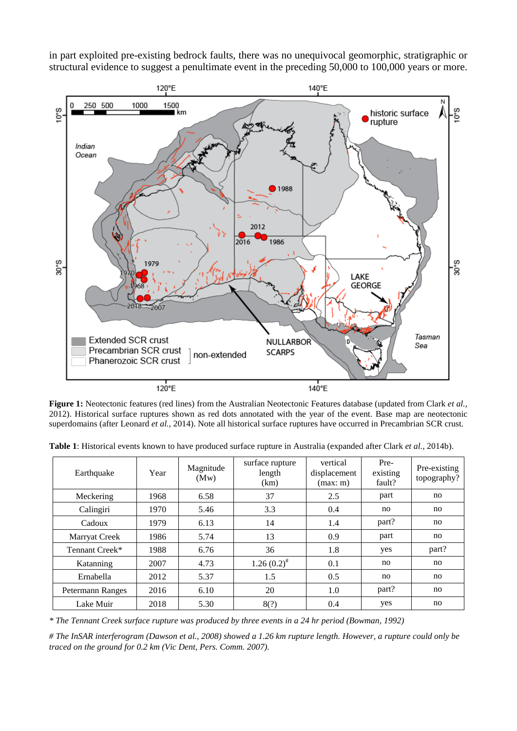in part exploited pre-existing bedrock faults, there was no unequivocal geomorphic, stratigraphic or structural evidence to suggest a penultimate event in the preceding 50,000 to 100,000 years or more.

120°E
140°E
10°S
30°S
0 250 500 1000 1500 km
Indian Ocean
historic surface rupture
N
1988
2012
2016
1986
1979
1970
1968
2018
2007
LAKE GEORGE
Tasman Sea
NULLARBOR SCARPS
Extended SCR crust
Precambrian SCR crust
Phanerozoic SCR crust
non-extended

**Figure 1:** Neotectonic features (red lines) from the Australian Neotectonic Features database (updated from Clark *et al.*, 2012). Historical surface ruptures shown as red dots annotated with the year of the event. Base map are neotectonic superdomains (after Leonard *et al.*, 2014). Note all historical surface ruptures have occurred in Precambrian SCR crust.

**Table 1**: Historical events known to have produced surface rupture in Australia (expanded after Clark *et al.*, 2014b).

| Earthquake | Year | Magnitude (Mw) | surface rupture length (km) | vertical displacement (max: m) | Pre-existing fault? | Pre-existing topography? |
|---|---|---|---|---|---|---|
| Meckering | 1968 | 6.58 | 37 | 2.5 | part | no |
| Calingiri | 1970 | 5.46 | 3.3 | 0.4 | no | no |
| Cadoux | 1979 | 6.13 | 14 | 1.4 | part? | no |
| Marryat Creek | 1986 | 5.74 | 13 | 0.9 | part | no |
| Tennant Creek* | 1988 | 6.76 | 36 | 1.8 | yes | part? |
| Katanning | 2007 | 4.73 | 1.26 (0.2)# | 0.1 | no | no |
| Ernabella | 2012 | 5.37 | 1.5 | 0.5 | no | no |
| Petermann Ranges | 2016 | 6.10 | 20 | 1.0 | part? | no |
| Lake Muir | 2018 | 5.30 | 8(?) | 0.4 | yes | no |

*\* The Tennant Creek surface rupture was produced by three events in a 24 hr period (Bowman, 1992)*

*# The InSAR interferogram (Dawson et al., 2008) showed a 1.26 km rupture length. However, a rupture could only be traced on the ground for 0.2 km (Vic Dent, Pers. Comm. 2007).*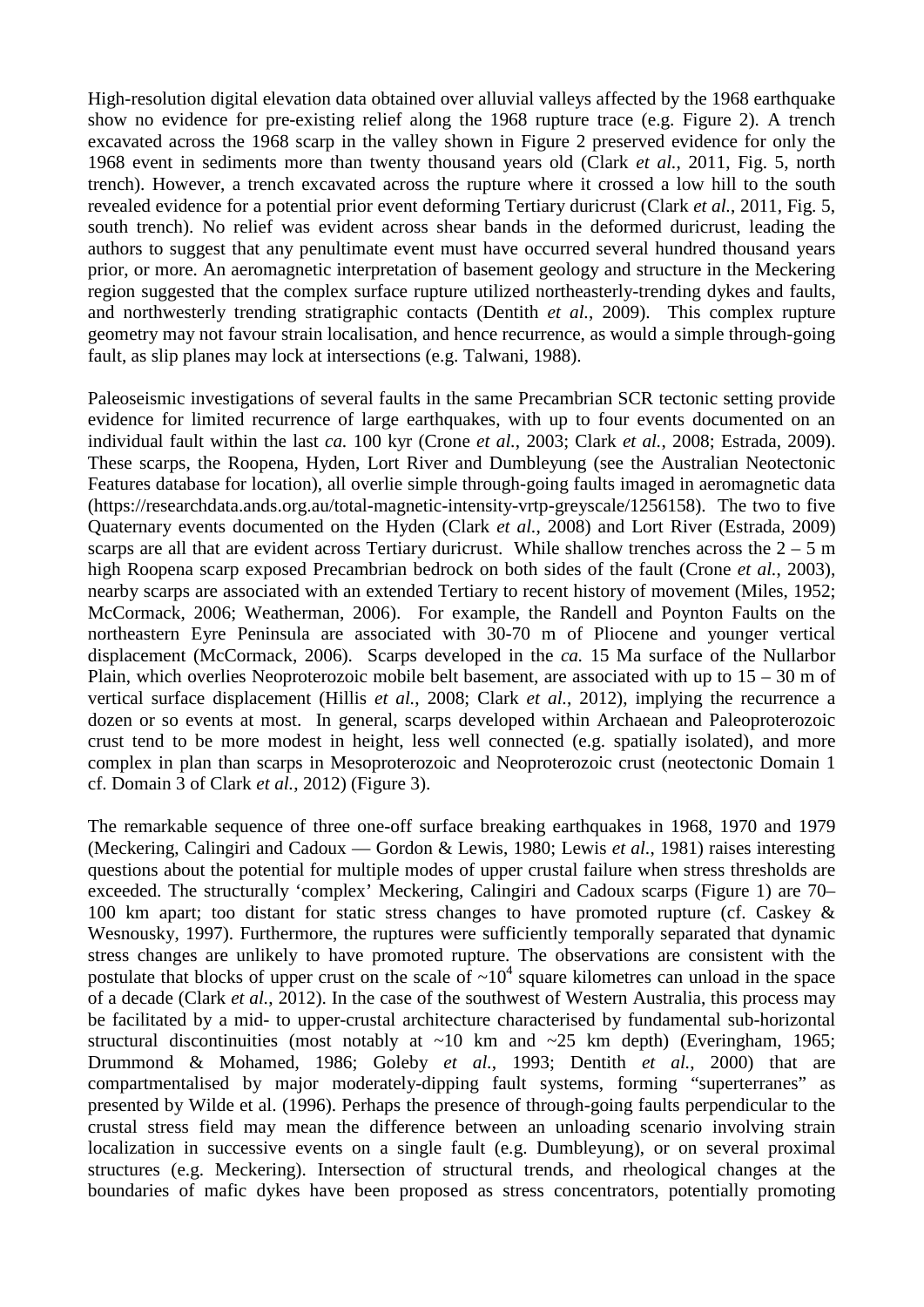High-resolution digital elevation data obtained over alluvial valleys affected by the 1968 earthquake show no evidence for pre-existing relief along the 1968 rupture trace (e.g. Figure 2). A trench excavated across the 1968 scarp in the valley shown in Figure 2 preserved evidence for only the 1968 event in sediments more than twenty thousand years old (Clark *et al.*, 2011, Fig. 5, north trench). However, a trench excavated across the rupture where it crossed a low hill to the south revealed evidence for a potential prior event deforming Tertiary duricrust (Clark *et al.*, 2011, Fig. 5, south trench). No relief was evident across shear bands in the deformed duricrust, leading the authors to suggest that any penultimate event must have occurred several hundred thousand years prior, or more. An aeromagnetic interpretation of basement geology and structure in the Meckering region suggested that the complex surface rupture utilized northeasterly-trending dykes and faults, and northwesterly trending stratigraphic contacts (Dentith *et al.*, 2009). This complex rupture geometry may not favour strain localisation, and hence recurrence, as would a simple through-going fault, as slip planes may lock at intersections (e.g. Talwani, 1988).

Paleoseismic investigations of several faults in the same Precambrian SCR tectonic setting provide evidence for limited recurrence of large earthquakes, with up to four events documented on an individual fault within the last *ca.* 100 kyr (Crone *et al.*, 2003; Clark *et al.*, 2008; Estrada, 2009). These scarps, the Roopena, Hyden, Lort River and Dumbleyung (see the Australian Neotectonic Features database for location), all overlie simple through-going faults imaged in aeromagnetic data (https://researchdata.ands.org.au/total-magnetic-intensity-vrtp-greyscale/1256158). The two to five Quaternary events documented on the Hyden (Clark *et al.*, 2008) and Lort River (Estrada, 2009) scarps are all that are evident across Tertiary duricrust. While shallow trenches across the 2 – 5 m high Roopena scarp exposed Precambrian bedrock on both sides of the fault (Crone *et al.*, 2003), nearby scarps are associated with an extended Tertiary to recent history of movement (Miles, 1952; McCormack, 2006; Weatherman, 2006). For example, the Randell and Poynton Faults on the northeastern Eyre Peninsula are associated with 30-70 m of Pliocene and younger vertical displacement (McCormack, 2006). Scarps developed in the *ca.* 15 Ma surface of the Nullarbor Plain, which overlies Neoproterozoic mobile belt basement, are associated with up to 15 – 30 m of vertical surface displacement (Hillis *et al.*, 2008; Clark *et al.*, 2012), implying the recurrence a dozen or so events at most. In general, scarps developed within Archaean and Paleoproterozoic crust tend to be more modest in height, less well connected (e.g. spatially isolated), and more complex in plan than scarps in Mesoproterozoic and Neoproterozoic crust (neotectonic Domain 1 cf. Domain 3 of Clark *et al.*, 2012) (Figure 3).

The remarkable sequence of three one-off surface breaking earthquakes in 1968, 1970 and 1979 (Meckering, Calingiri and Cadoux — Gordon & Lewis, 1980; Lewis *et al.*, 1981) raises interesting questions about the potential for multiple modes of upper crustal failure when stress thresholds are exceeded. The structurally 'complex' Meckering, Calingiri and Cadoux scarps (Figure 1) are 70–100 km apart; too distant for static stress changes to have promoted rupture (cf. Caskey & Wesnousky, 1997). Furthermore, the ruptures were sufficiently temporally separated that dynamic stress changes are unlikely to have promoted rupture. The observations are consistent with the postulate that blocks of upper crust on the scale of $\sim10^4$ square kilometres can unload in the space of a decade (Clark *et al.*, 2012). In the case of the southwest of Western Australia, this process may be facilitated by a mid- to upper-crustal architecture characterised by fundamental sub-horizontal structural discontinuities (most notably at ~10 km and ~25 km depth) (Everingham, 1965; Drummond & Mohamed, 1986; Goleby *et al.*, 1993; Dentith *et al.*, 2000) that are compartmentalised by major moderately-dipping fault systems, forming "superterranes" as presented by Wilde et al. (1996). Perhaps the presence of through-going faults perpendicular to the crustal stress field may mean the difference between an unloading scenario involving strain localization in successive events on a single fault (e.g. Dumbleyung), or on several proximal structures (e.g. Meckering). Intersection of structural trends, and rheological changes at the boundaries of mafic dykes have been proposed as stress concentrators, potentially promoting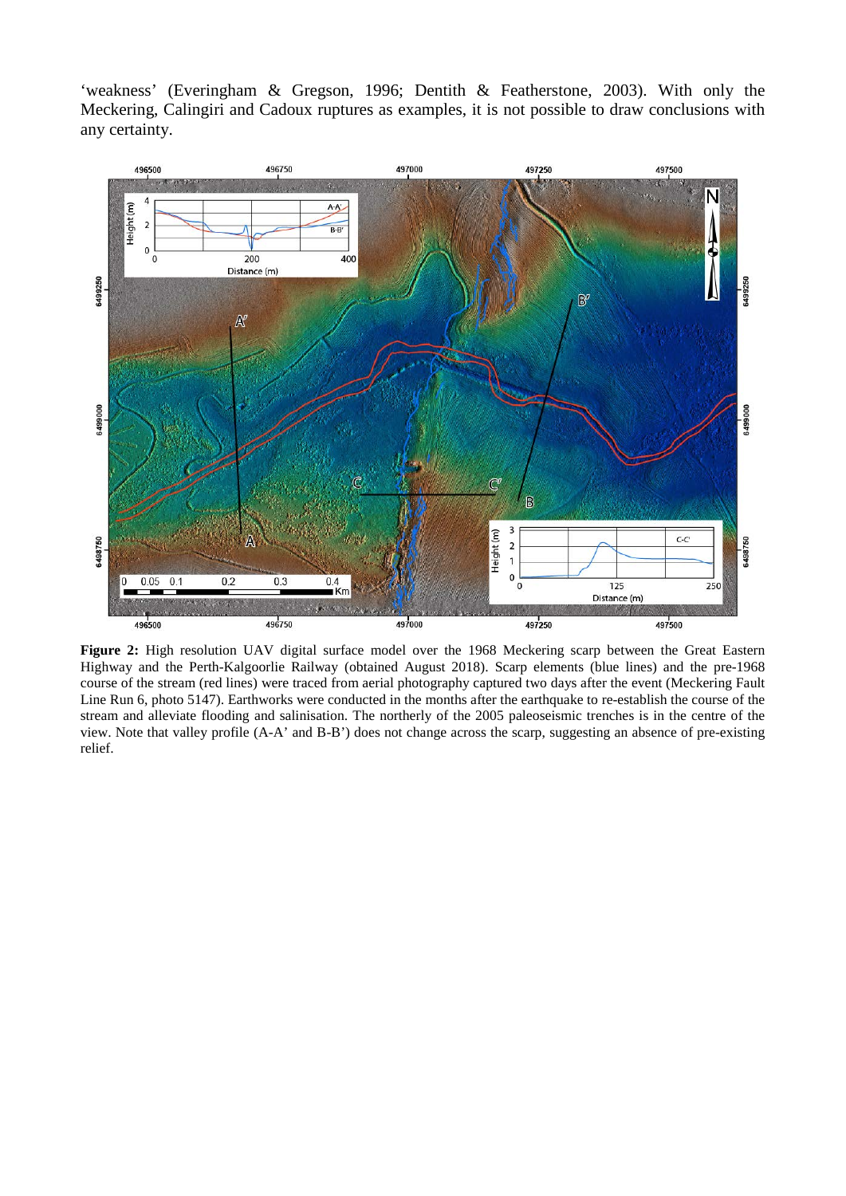'weakness' (Everingham & Gregson, 1996; Dentith & Featherstone, 2003). With only the Meckering, Calingiri and Cadoux ruptures as examples, it is not possible to draw conclusions with any certainty.

**Figure 2:** High resolution UAV digital surface model over the 1968 Meckering scarp between the Great Eastern Highway and the Perth-Kalgoorlie Railway (obtained August 2018). Scarp elements (blue lines) and the pre-1968 course of the stream (red lines) were traced from aerial photography captured two days after the event (Meckering Fault Line Run 6, photo 5147). Earthworks were conducted in the months after the earthquake to re-establish the course of the stream and alleviate flooding and salinisation. The northerly of the 2005 paleoseismic trenches is in the centre of the view. Note that valley profile (A-A' and B-B') does not change across the scarp, suggesting an absence of pre-existing relief.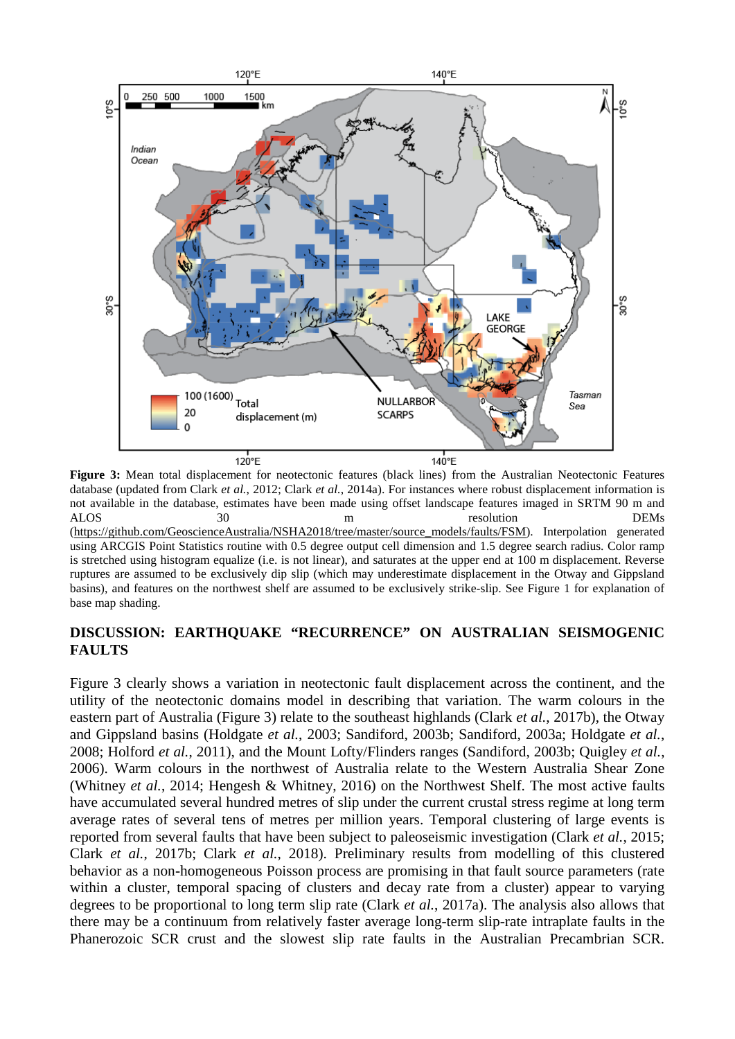120°E
140°E
0 250 500 1000 1500 km
10°S
10°S
N
Indian Ocean
30°S
30°S
LAKE GEORGE
NULLARBOR SCARPS
100 (1600)
20
0
Total displacement (m)
Tasman Sea
120°E
140°E

**Figure 3:** Mean total displacement for neotectonic features (black lines) from the Australian Neotectonic Features database (updated from Clark *et al.*, 2012; Clark *et al.*, 2014a). For instances where robust displacement information is not available in the database, estimates have been made using offset landscape features imaged in SRTM 90 m and ALOS 30 m resolution DEMs (https://github.com/GeoscienceAustralia/NSHA2018/tree/master/source_models/faults/FSM). Interpolation generated using ARCGIS Point Statistics routine with 0.5 degree output cell dimension and 1.5 degree search radius. Color ramp is stretched using histogram equalize (i.e. is not linear), and saturates at the upper end at 100 m displacement. Reverse ruptures are assumed to be exclusively dip slip (which may underestimate displacement in the Otway and Gippsland basins), and features on the northwest shelf are assumed to be exclusively strike-slip. See Figure 1 for explanation of base map shading.

## DISCUSSION: EARTHQUAKE "RECURRENCE" ON AUSTRALIAN SEISMOGENIC FAULTS

Figure 3 clearly shows a variation in neotectonic fault displacement across the continent, and the utility of the neotectonic domains model in describing that variation. The warm colours in the eastern part of Australia (Figure 3) relate to the southeast highlands (Clark *et al.*, 2017b), the Otway and Gippsland basins (Holdgate *et al.*, 2003; Sandiford, 2003b; Sandiford, 2003a; Holdgate *et al.*, 2008; Holford *et al.*, 2011), and the Mount Lofty/Flinders ranges (Sandiford, 2003b; Quigley *et al.*, 2006). Warm colours in the northwest of Australia relate to the Western Australia Shear Zone (Whitney *et al.*, 2014; Hengesh & Whitney, 2016) on the Northwest Shelf. The most active faults have accumulated several hundred metres of slip under the current crustal stress regime at long term average rates of several tens of metres per million years. Temporal clustering of large events is reported from several faults that have been subject to paleoseismic investigation (Clark *et al.*, 2015; Clark *et al.*, 2017b; Clark *et al.*, 2018). Preliminary results from modelling of this clustered behavior as a non-homogeneous Poisson process are promising in that fault source parameters (rate within a cluster, temporal spacing of clusters and decay rate from a cluster) appear to varying degrees to be proportional to long term slip rate (Clark *et al.*, 2017a). The analysis also allows that there may be a continuum from relatively faster average long-term slip-rate intraplate faults in the Phanerozoic SCR crust and the slowest slip rate faults in the Australian Precambrian SCR.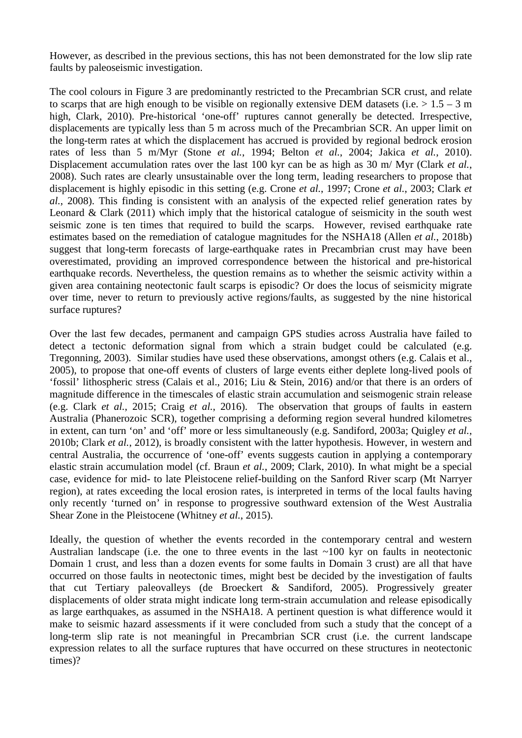However, as described in the previous sections, this has not been demonstrated for the low slip rate faults by paleoseismic investigation.

The cool colours in Figure 3 are predominantly restricted to the Precambrian SCR crust, and relate to scarps that are high enough to be visible on regionally extensive DEM datasets (i.e. > 1.5 – 3 m high, Clark, 2010). Pre-historical 'one-off' ruptures cannot generally be detected. Irrespective, displacements are typically less than 5 m across much of the Precambrian SCR. An upper limit on the long-term rates at which the displacement has accrued is provided by regional bedrock erosion rates of less than 5 m/Myr (Stone *et al.*, 1994; Belton *et al.*, 2004; Jakica *et al.*, 2010). Displacement accumulation rates over the last 100 kyr can be as high as 30 m/ Myr (Clark *et al.*, 2008). Such rates are clearly unsustainable over the long term, leading researchers to propose that displacement is highly episodic in this setting (e.g. Crone *et al.*, 1997; Crone *et al.*, 2003; Clark *et al.*, 2008). This finding is consistent with an analysis of the expected relief generation rates by Leonard & Clark (2011) which imply that the historical catalogue of seismicity in the south west seismic zone is ten times that required to build the scarps. However, revised earthquake rate estimates based on the remediation of catalogue magnitudes for the NSHA18 (Allen *et al.*, 2018b) suggest that long-term forecasts of large-earthquake rates in Precambrian crust may have been overestimated, providing an improved correspondence between the historical and pre-historical earthquake records. Nevertheless, the question remains as to whether the seismic activity within a given area containing neotectonic fault scarps is episodic? Or does the locus of seismicity migrate over time, never to return to previously active regions/faults, as suggested by the nine historical surface ruptures?

Over the last few decades, permanent and campaign GPS studies across Australia have failed to detect a tectonic deformation signal from which a strain budget could be calculated (e.g. Tregonning, 2003). Similar studies have used these observations, amongst others (e.g. Calais et al., 2005), to propose that one-off events of clusters of large events either deplete long-lived pools of 'fossil' lithospheric stress (Calais et al., 2016; Liu & Stein, 2016) and/or that there is an orders of magnitude difference in the timescales of elastic strain accumulation and seismogenic strain release (e.g. Clark *et al.*, 2015; Craig *et al.*, 2016). The observation that groups of faults in eastern Australia (Phanerozoic SCR), together comprising a deforming region several hundred kilometres in extent, can turn 'on' and 'off' more or less simultaneously (e.g. Sandiford, 2003a; Quigley *et al.*, 2010b; Clark *et al.*, 2012), is broadly consistent with the latter hypothesis. However, in western and central Australia, the occurrence of 'one-off' events suggests caution in applying a contemporary elastic strain accumulation model (cf. Braun *et al.*, 2009; Clark, 2010). In what might be a special case, evidence for mid- to late Pleistocene relief-building on the Sanford River scarp (Mt Narryer region), at rates exceeding the local erosion rates, is interpreted in terms of the local faults having only recently 'turned on' in response to progressive southward extension of the West Australia Shear Zone in the Pleistocene (Whitney *et al.*, 2015).

Ideally, the question of whether the events recorded in the contemporary central and western Australian landscape (i.e. the one to three events in the last ~100 kyr on faults in neotectonic Domain 1 crust, and less than a dozen events for some faults in Domain 3 crust) are all that have occurred on those faults in neotectonic times, might best be decided by the investigation of faults that cut Tertiary paleovalleys (de Broeckert & Sandiford, 2005). Progressively greater displacements of older strata might indicate long term-strain accumulation and release episodically as large earthquakes, as assumed in the NSHA18. A pertinent question is what difference would it make to seismic hazard assessments if it were concluded from such a study that the concept of a long-term slip rate is not meaningful in Precambrian SCR crust (i.e. the current landscape expression relates to all the surface ruptures that have occurred on these structures in neotectonic times)?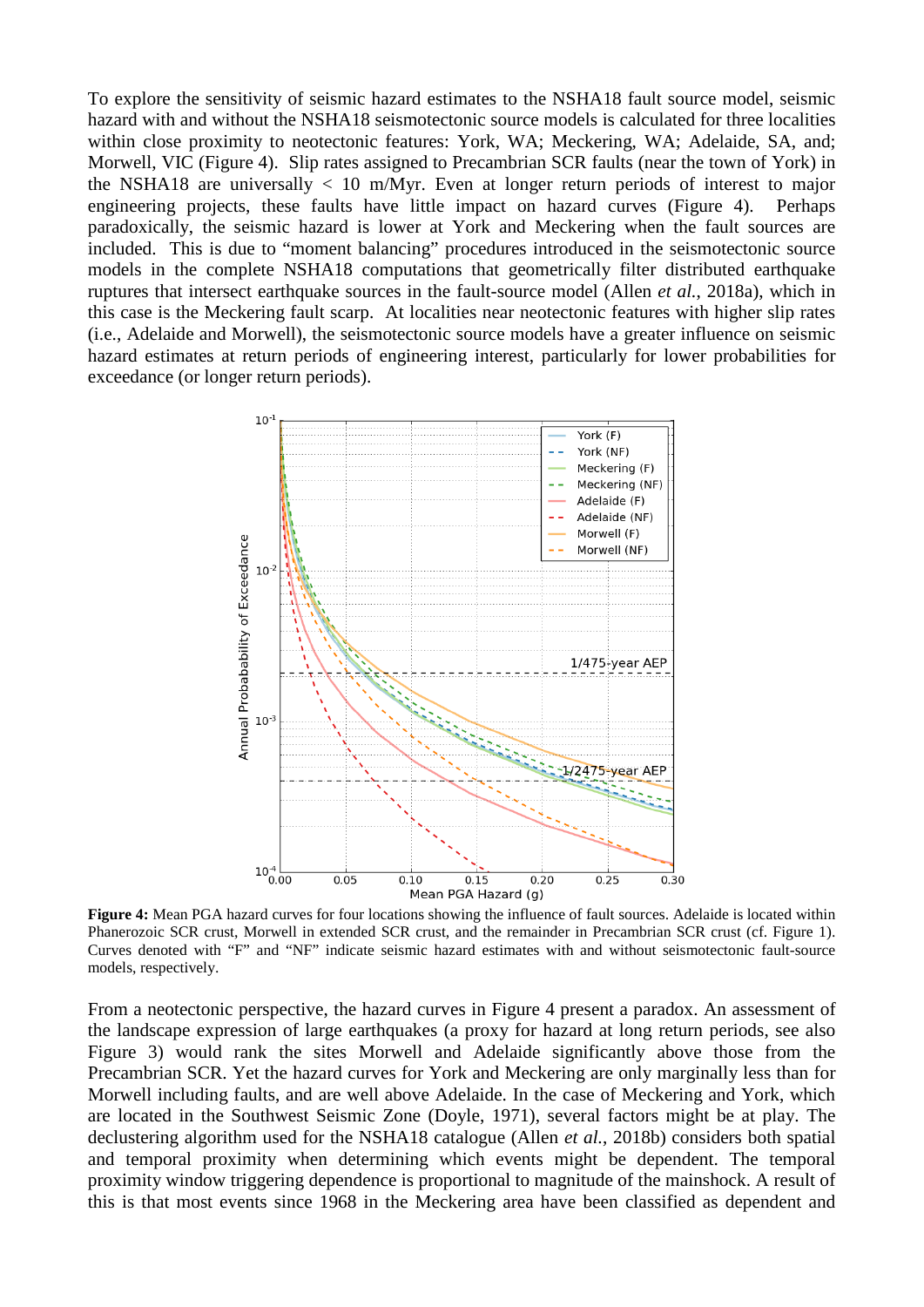To explore the sensitivity of seismic hazard estimates to the NSHA18 fault source model, seismic hazard with and without the NSHA18 seismotectonic source models is calculated for three localities within close proximity to neotectonic features: York, WA; Meckering, WA; Adelaide, SA, and; Morwell, VIC (Figure 4). Slip rates assigned to Precambrian SCR faults (near the town of York) in the NSHA18 are universally < 10 m/Myr. Even at longer return periods of interest to major engineering projects, these faults have little impact on hazard curves (Figure 4). Perhaps paradoxically, the seismic hazard is lower at York and Meckering when the fault sources are included. This is due to "moment balancing" procedures introduced in the seismotectonic source models in the complete NSHA18 computations that geometrically filter distributed earthquake ruptures that intersect earthquake sources in the fault-source model (Allen *et al.*, 2018a), which in this case is the Meckering fault scarp. At localities near neotectonic features with higher slip rates (i.e., Adelaide and Morwell), the seismotectonic source models have a greater influence on seismic hazard estimates at return periods of engineering interest, particularly for lower probabilities for exceedance (or longer return periods).

Annual Probability of Exceedance

Mean PGA Hazard (g)

$10^{-1}$
$10^{-2}$
$10^{-3}$
$10^{-4}$

0.00
0.05
0.10
0.15
0.20
0.25
0.30

York (F)
York (NF)
Meckering (F)
Meckering (NF)
Adelaide (F)
Adelaide (NF)
Morwell (F)
Morwell (NF)

1/475-year AEP
1/2475-year AEP

**Figure 4:** Mean PGA hazard curves for four locations showing the influence of fault sources. Adelaide is located within Phanerozoic SCR crust, Morwell in extended SCR crust, and the remainder in Precambrian SCR crust (cf. Figure 1). Curves denoted with "F" and "NF" indicate seismic hazard estimates with and without seismotectonic fault-source models, respectively.

From a neotectonic perspective, the hazard curves in Figure 4 present a paradox. An assessment of the landscape expression of large earthquakes (a proxy for hazard at long return periods, see also Figure 3) would rank the sites Morwell and Adelaide significantly above those from the Precambrian SCR. Yet the hazard curves for York and Meckering are only marginally less than for Morwell including faults, and are well above Adelaide. In the case of Meckering and York, which are located in the Southwest Seismic Zone (Doyle, 1971), several factors might be at play. The declustering algorithm used for the NSHA18 catalogue (Allen *et al.*, 2018b) considers both spatial and temporal proximity when determining which events might be dependent. The temporal proximity window triggering dependence is proportional to magnitude of the mainshock. A result of this is that most events since 1968 in the Meckering area have been classified as dependent and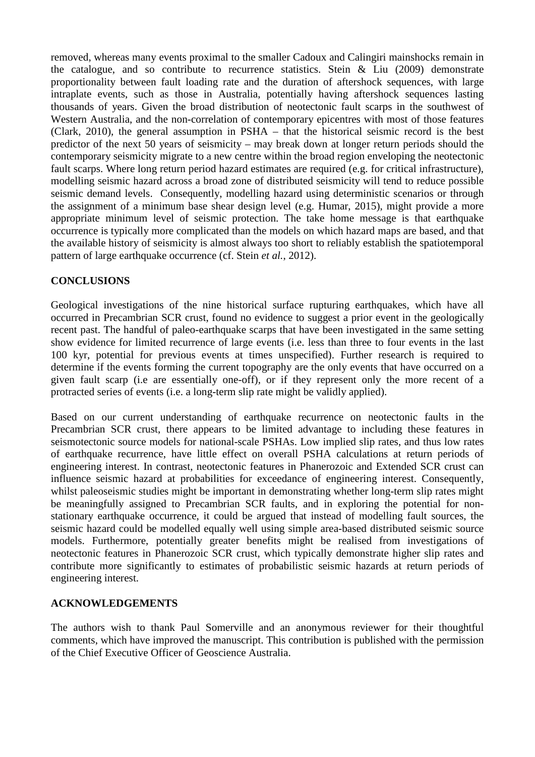removed, whereas many events proximal to the smaller Cadoux and Calingiri mainshocks remain in the catalogue, and so contribute to recurrence statistics. Stein & Liu (2009) demonstrate proportionality between fault loading rate and the duration of aftershock sequences, with large intraplate events, such as those in Australia, potentially having aftershock sequences lasting thousands of years. Given the broad distribution of neotectonic fault scarps in the southwest of Western Australia, and the non-correlation of contemporary epicentres with most of those features (Clark, 2010), the general assumption in PSHA – that the historical seismic record is the best predictor of the next 50 years of seismicity – may break down at longer return periods should the contemporary seismicity migrate to a new centre within the broad region enveloping the neotectonic fault scarps. Where long return period hazard estimates are required (e.g. for critical infrastructure), modelling seismic hazard across a broad zone of distributed seismicity will tend to reduce possible seismic demand levels. Consequently, modelling hazard using deterministic scenarios or through the assignment of a minimum base shear design level (e.g. Humar, 2015), might provide a more appropriate minimum level of seismic protection. The take home message is that earthquake occurrence is typically more complicated than the models on which hazard maps are based, and that the available history of seismicity is almost always too short to reliably establish the spatiotemporal pattern of large earthquake occurrence (cf. Stein *et al.*, 2012).

## CONCLUSIONS

Geological investigations of the nine historical surface rupturing earthquakes, which have all occurred in Precambrian SCR crust, found no evidence to suggest a prior event in the geologically recent past. The handful of paleo-earthquake scarps that have been investigated in the same setting show evidence for limited recurrence of large events (i.e. less than three to four events in the last 100 kyr, potential for previous events at times unspecified). Further research is required to determine if the events forming the current topography are the only events that have occurred on a given fault scarp (i.e are essentially one-off), or if they represent only the more recent of a protracted series of events (i.e. a long-term slip rate might be validly applied).

Based on our current understanding of earthquake recurrence on neotectonic faults in the Precambrian SCR crust, there appears to be limited advantage to including these features in seismotectonic source models for national-scale PSHAs. Low implied slip rates, and thus low rates of earthquake recurrence, have little effect on overall PSHA calculations at return periods of engineering interest. In contrast, neotectonic features in Phanerozoic and Extended SCR crust can influence seismic hazard at probabilities for exceedance of engineering interest. Consequently, whilst paleoseismic studies might be important in demonstrating whether long-term slip rates might be meaningfully assigned to Precambrian SCR faults, and in exploring the potential for non-stationary earthquake occurrence, it could be argued that instead of modelling fault sources, the seismic hazard could be modelled equally well using simple area-based distributed seismic source models. Furthermore, potentially greater benefits might be realised from investigations of neotectonic features in Phanerozoic SCR crust, which typically demonstrate higher slip rates and contribute more significantly to estimates of probabilistic seismic hazards at return periods of engineering interest.

## ACKNOWLEDGEMENTS

The authors wish to thank Paul Somerville and an anonymous reviewer for their thoughtful comments, which have improved the manuscript. This contribution is published with the permission of the Chief Executive Officer of Geoscience Australia.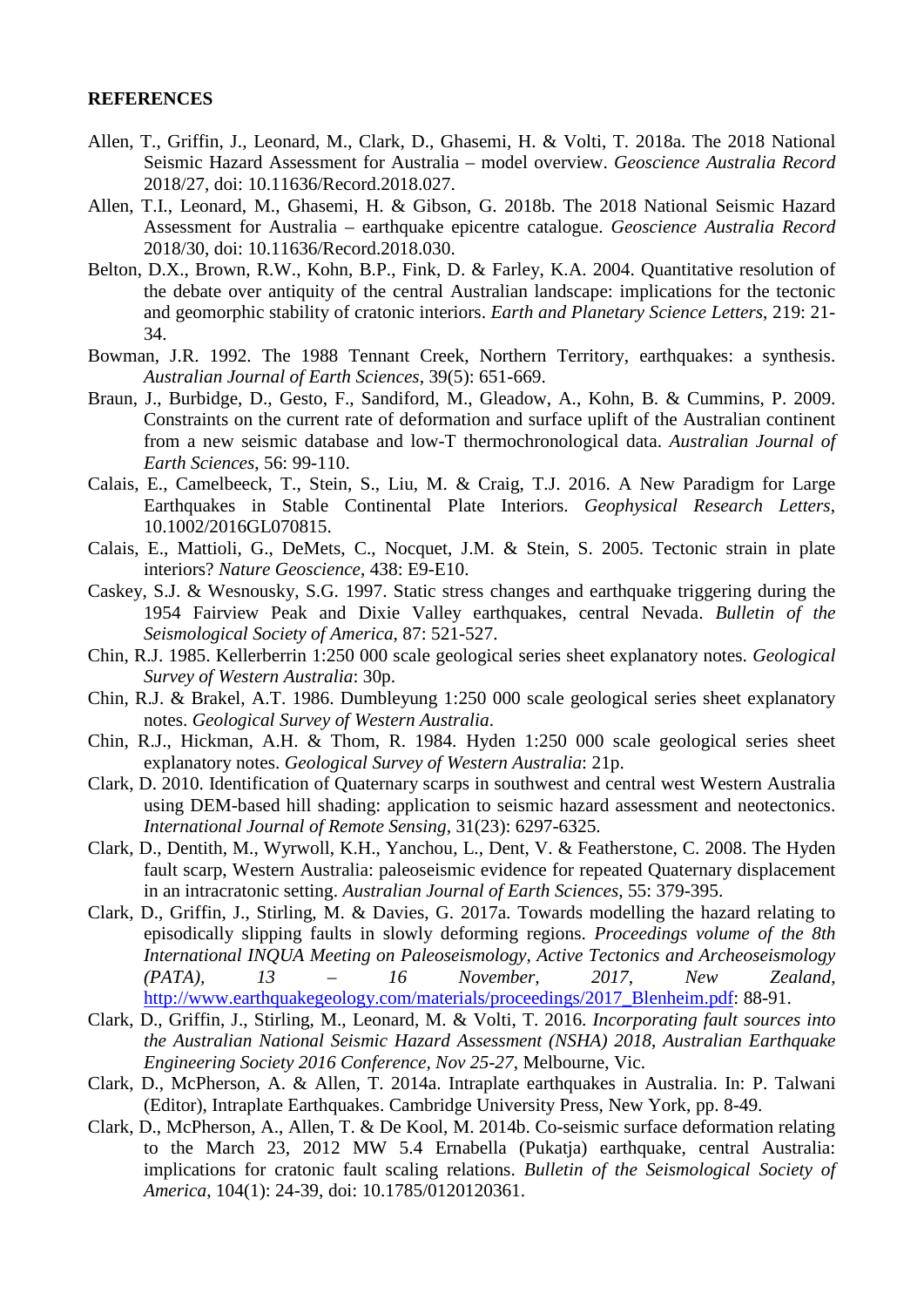## REFERENCES

Allen, T., Griffin, J., Leonard, M., Clark, D., Ghasemi, H. & Volti, T. 2018a. The 2018 National Seismic Hazard Assessment for Australia – model overview. *Geoscience Australia Record* 2018/27, doi: 10.11636/Record.2018.027.

Allen, T.I., Leonard, M., Ghasemi, H. & Gibson, G. 2018b. The 2018 National Seismic Hazard Assessment for Australia – earthquake epicentre catalogue. *Geoscience Australia Record* 2018/30, doi: 10.11636/Record.2018.030.

Belton, D.X., Brown, R.W., Kohn, B.P., Fink, D. & Farley, K.A. 2004. Quantitative resolution of the debate over antiquity of the central Australian landscape: implications for the tectonic and geomorphic stability of cratonic interiors. *Earth and Planetary Science Letters*, 219: 21-34.

Bowman, J.R. 1992. The 1988 Tennant Creek, Northern Territory, earthquakes: a synthesis. *Australian Journal of Earth Sciences*, 39(5): 651-669.

Braun, J., Burbidge, D., Gesto, F., Sandiford, M., Gleadow, A., Kohn, B. & Cummins, P. 2009. Constraints on the current rate of deformation and surface uplift of the Australian continent from a new seismic database and low-T thermochronological data. *Australian Journal of Earth Sciences*, 56: 99-110.

Calais, E., Camelbeeck, T., Stein, S., Liu, M. & Craig, T.J. 2016. A New Paradigm for Large Earthquakes in Stable Continental Plate Interiors. *Geophysical Research Letters*, 10.1002/2016GL070815.

Calais, E., Mattioli, G., DeMets, C., Nocquet, J.M. & Stein, S. 2005. Tectonic strain in plate interiors? *Nature Geoscience*, 438: E9-E10.

Caskey, S.J. & Wesnousky, S.G. 1997. Static stress changes and earthquake triggering during the 1954 Fairview Peak and Dixie Valley earthquakes, central Nevada. *Bulletin of the Seismological Society of America*, 87: 521-527.

Chin, R.J. 1985. Kellerberrin 1:250 000 scale geological series sheet explanatory notes. *Geological Survey of Western Australia*: 30p.

Chin, R.J. & Brakel, A.T. 1986. Dumbleyung 1:250 000 scale geological series sheet explanatory notes. *Geological Survey of Western Australia*.

Chin, R.J., Hickman, A.H. & Thom, R. 1984. Hyden 1:250 000 scale geological series sheet explanatory notes. *Geological Survey of Western Australia*: 21p.

Clark, D. 2010. Identification of Quaternary scarps in southwest and central west Western Australia using DEM-based hill shading: application to seismic hazard assessment and neotectonics. *International Journal of Remote Sensing*, 31(23): 6297-6325.

Clark, D., Dentith, M., Wyrwoll, K.H., Yanchou, L., Dent, V. & Featherstone, C. 2008. The Hyden fault scarp, Western Australia: paleoseismic evidence for repeated Quaternary displacement in an intracratonic setting. *Australian Journal of Earth Sciences*, 55: 379-395.

Clark, D., Griffin, J., Stirling, M. & Davies, G. 2017a. Towards modelling the hazard relating to episodically slipping faults in slowly deforming regions. *Proceedings volume of the 8th International INQUA Meeting on Paleoseismology, Active Tectonics and Archeoseismology (PATA), 13 – 16 November, 2017, New Zealand*, http://www.earthquakegeology.com/materials/proceedings/2017_Blenheim.pdf: 88-91.

Clark, D., Griffin, J., Stirling, M., Leonard, M. & Volti, T. 2016. *Incorporating fault sources into the Australian National Seismic Hazard Assessment (NSHA) 2018*, *Australian Earthquake Engineering Society 2016 Conference, Nov 25-27*, Melbourne, Vic.

Clark, D., McPherson, A. & Allen, T. 2014a. Intraplate earthquakes in Australia. In: P. Talwani (Editor), Intraplate Earthquakes. Cambridge University Press, New York, pp. 8-49.

Clark, D., McPherson, A., Allen, T. & De Kool, M. 2014b. Co-seismic surface deformation relating to the March 23, 2012 MW 5.4 Ernabella (Pukatja) earthquake, central Australia: implications for cratonic fault scaling relations. *Bulletin of the Seismological Society of America*, 104(1): 24-39, doi: 10.1785/0120120361.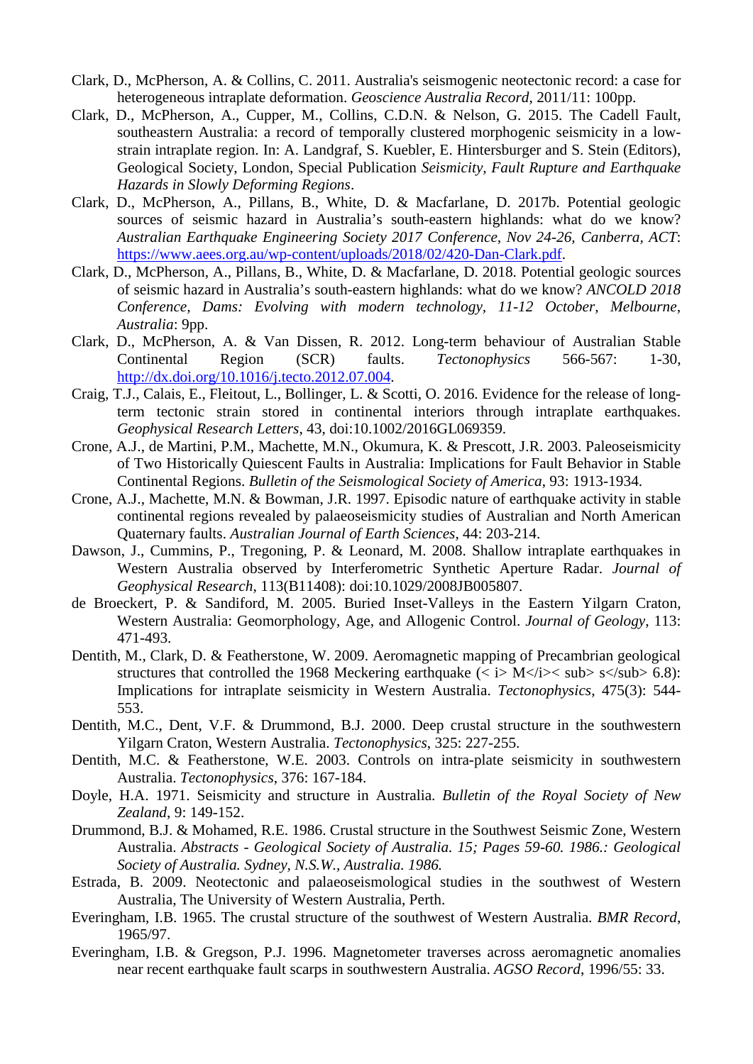Clark, D., McPherson, A. & Collins, C. 2011. Australia's seismogenic neotectonic record: a case for heterogeneous intraplate deformation. *Geoscience Australia Record*, 2011/11: 100pp.

Clark, D., McPherson, A., Cupper, M., Collins, C.D.N. & Nelson, G. 2015. The Cadell Fault, southeastern Australia: a record of temporally clustered morphogenic seismicity in a low-strain intraplate region. In: A. Landgraf, S. Kuebler, E. Hintersburger and S. Stein (Editors), Geological Society, London, Special Publication *Seismicity, Fault Rupture and Earthquake Hazards in Slowly Deforming Regions*.

Clark, D., McPherson, A., Pillans, B., White, D. & Macfarlane, D. 2017b. Potential geologic sources of seismic hazard in Australia's south-eastern highlands: what do we know? *Australian Earthquake Engineering Society 2017 Conference, Nov 24-26, Canberra, ACT*: https://www.aees.org.au/wp-content/uploads/2018/02/420-Dan-Clark.pdf.

Clark, D., McPherson, A., Pillans, B., White, D. & Macfarlane, D. 2018. Potential geologic sources of seismic hazard in Australia's south-eastern highlands: what do we know? *ANCOLD 2018 Conference, Dams: Evolving with modern technology, 11-12 October, Melbourne, Australia*: 9pp.

Clark, D., McPherson, A. & Van Dissen, R. 2012. Long-term behaviour of Australian Stable Continental Region (SCR) faults. *Tectonophysics* 566-567: 1-30, http://dx.doi.org/10.1016/j.tecto.2012.07.004.

Craig, T.J., Calais, E., Fleitout, L., Bollinger, L. & Scotti, O. 2016. Evidence for the release of long-term tectonic strain stored in continental interiors through intraplate earthquakes. *Geophysical Research Letters*, 43, doi:10.1002/2016GL069359.

Crone, A.J., de Martini, P.M., Machette, M.N., Okumura, K. & Prescott, J.R. 2003. Paleoseismicity of Two Historically Quiescent Faults in Australia: Implications for Fault Behavior in Stable Continental Regions. *Bulletin of the Seismological Society of America*, 93: 1913-1934.

Crone, A.J., Machette, M.N. & Bowman, J.R. 1997. Episodic nature of earthquake activity in stable continental regions revealed by palaeoseismicity studies of Australian and North American Quaternary faults. *Australian Journal of Earth Sciences*, 44: 203-214.

Dawson, J., Cummins, P., Tregoning, P. & Leonard, M. 2008. Shallow intraplate earthquakes in Western Australia observed by Interferometric Synthetic Aperture Radar. *Journal of Geophysical Research*, 113(B11408): doi:10.1029/2008JB005807.

de Broeckert, P. & Sandiford, M. 2005. Buried Inset-Valleys in the Eastern Yilgarn Craton, Western Australia: Geomorphology, Age, and Allogenic Control. *Journal of Geology*, 113: 471-493.

Dentith, M., Clark, D. & Featherstone, W. 2009. Aeromagnetic mapping of Precambrian geological structures that controlled the 1968 Meckering earthquake (< i> M</i>< sub> s</sub> 6.8): Implications for intraplate seismicity in Western Australia. *Tectonophysics*, 475(3): 544-553.

Dentith, M.C., Dent, V.F. & Drummond, B.J. 2000. Deep crustal structure in the southwestern Yilgarn Craton, Western Australia. *Tectonophysics*, 325: 227-255.

Dentith, M.C. & Featherstone, W.E. 2003. Controls on intra-plate seismicity in southwestern Australia. *Tectonophysics*, 376: 167-184.

Doyle, H.A. 1971. Seismicity and structure in Australia. *Bulletin of the Royal Society of New Zealand*, 9: 149-152.

Drummond, B.J. & Mohamed, R.E. 1986. Crustal structure in the Southwest Seismic Zone, Western Australia. *Abstracts - Geological Society of Australia. 15; Pages 59-60. 1986.: Geological Society of Australia. Sydney, N.S.W., Australia. 1986.*

Estrada, B. 2009. Neotectonic and palaeoseismological studies in the southwest of Western Australia, The University of Western Australia, Perth.

Everingham, I.B. 1965. The crustal structure of the southwest of Western Australia. *BMR Record*, 1965/97.

Everingham, I.B. & Gregson, P.J. 1996. Magnetometer traverses across aeromagnetic anomalies near recent earthquake fault scarps in southwestern Australia. *AGSO Record*, 1996/55: 33.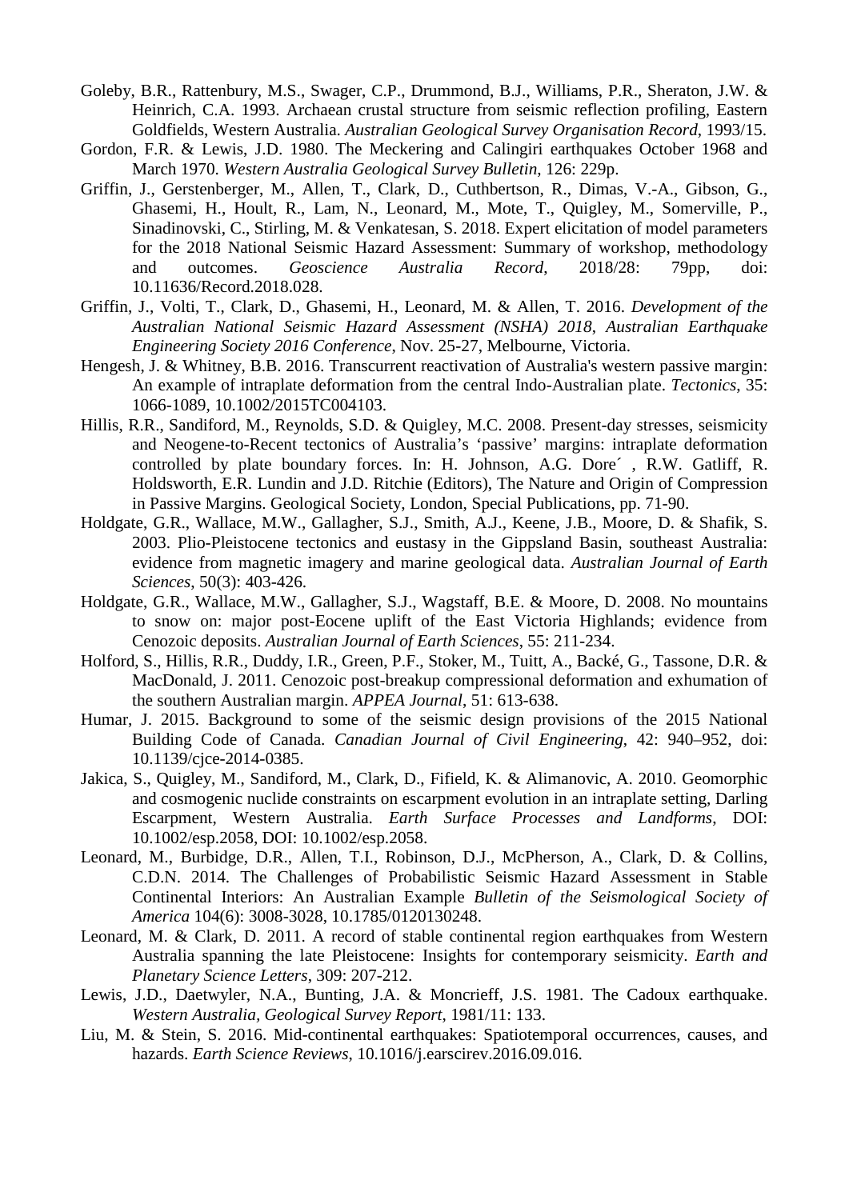Goleby, B.R., Rattenbury, M.S., Swager, C.P., Drummond, B.J., Williams, P.R., Sheraton, J.W. & Heinrich, C.A. 1993. Archaean crustal structure from seismic reflection profiling, Eastern Goldfields, Western Australia. *Australian Geological Survey Organisation Record*, 1993/15.

Gordon, F.R. & Lewis, J.D. 1980. The Meckering and Calingiri earthquakes October 1968 and March 1970. *Western Australia Geological Survey Bulletin*, 126: 229p.

Griffin, J., Gerstenberger, M., Allen, T., Clark, D., Cuthbertson, R., Dimas, V.-A., Gibson, G., Ghasemi, H., Hoult, R., Lam, N., Leonard, M., Mote, T., Quigley, M., Somerville, P., Sinadinovski, C., Stirling, M. & Venkatesan, S. 2018. Expert elicitation of model parameters for the 2018 National Seismic Hazard Assessment: Summary of workshop, methodology and outcomes. *Geoscience Australia Record*, 2018/28: 79pp, doi: 10.11636/Record.2018.028.

Griffin, J., Volti, T., Clark, D., Ghasemi, H., Leonard, M. & Allen, T. 2016. *Development of the Australian National Seismic Hazard Assessment (NSHA) 2018, Australian Earthquake Engineering Society 2016 Conference*, Nov. 25-27, Melbourne, Victoria.

Hengesh, J. & Whitney, B.B. 2016. Transcurrent reactivation of Australia's western passive margin: An example of intraplate deformation from the central Indo-Australian plate. *Tectonics*, 35: 1066-1089, 10.1002/2015TC004103.

Hillis, R.R., Sandiford, M., Reynolds, S.D. & Quigley, M.C. 2008. Present-day stresses, seismicity and Neogene-to-Recent tectonics of Australia's 'passive' margins: intraplate deformation controlled by plate boundary forces. In: H. Johnson, A.G. Dore´ , R.W. Gatliff, R. Holdsworth, E.R. Lundin and J.D. Ritchie (Editors), The Nature and Origin of Compression in Passive Margins. Geological Society, London, Special Publications, pp. 71-90.

Holdgate, G.R., Wallace, M.W., Gallagher, S.J., Smith, A.J., Keene, J.B., Moore, D. & Shafik, S. 2003. Plio-Pleistocene tectonics and eustasy in the Gippsland Basin, southeast Australia: evidence from magnetic imagery and marine geological data. *Australian Journal of Earth Sciences*, 50(3): 403-426.

Holdgate, G.R., Wallace, M.W., Gallagher, S.J., Wagstaff, B.E. & Moore, D. 2008. No mountains to snow on: major post-Eocene uplift of the East Victoria Highlands; evidence from Cenozoic deposits. *Australian Journal of Earth Sciences*, 55: 211-234.

Holford, S., Hillis, R.R., Duddy, I.R., Green, P.F., Stoker, M., Tuitt, A., Backé, G., Tassone, D.R. & MacDonald, J. 2011. Cenozoic post-breakup compressional deformation and exhumation of the southern Australian margin. *APPEA Journal*, 51: 613-638.

Humar, J. 2015. Background to some of the seismic design provisions of the 2015 National Building Code of Canada. *Canadian Journal of Civil Engineering*, 42: 940–952, doi: 10.1139/cjce-2014-0385.

Jakica, S., Quigley, M., Sandiford, M., Clark, D., Fifield, K. & Alimanovic, A. 2010. Geomorphic and cosmogenic nuclide constraints on escarpment evolution in an intraplate setting, Darling Escarpment, Western Australia. *Earth Surface Processes and Landforms*, DOI: 10.1002/esp.2058, DOI: 10.1002/esp.2058.

Leonard, M., Burbidge, D.R., Allen, T.I., Robinson, D.J., McPherson, A., Clark, D. & Collins, C.D.N. 2014. The Challenges of Probabilistic Seismic Hazard Assessment in Stable Continental Interiors: An Australian Example *Bulletin of the Seismological Society of America* 104(6): 3008-3028, 10.1785/0120130248.

Leonard, M. & Clark, D. 2011. A record of stable continental region earthquakes from Western Australia spanning the late Pleistocene: Insights for contemporary seismicity. *Earth and Planetary Science Letters*, 309: 207-212.

Lewis, J.D., Daetwyler, N.A., Bunting, J.A. & Moncrieff, J.S. 1981. The Cadoux earthquake. *Western Australia, Geological Survey Report*, 1981/11: 133.

Liu, M. & Stein, S. 2016. Mid-continental earthquakes: Spatiotemporal occurrences, causes, and hazards. *Earth Science Reviews*, 10.1016/j.earscirev.2016.09.016.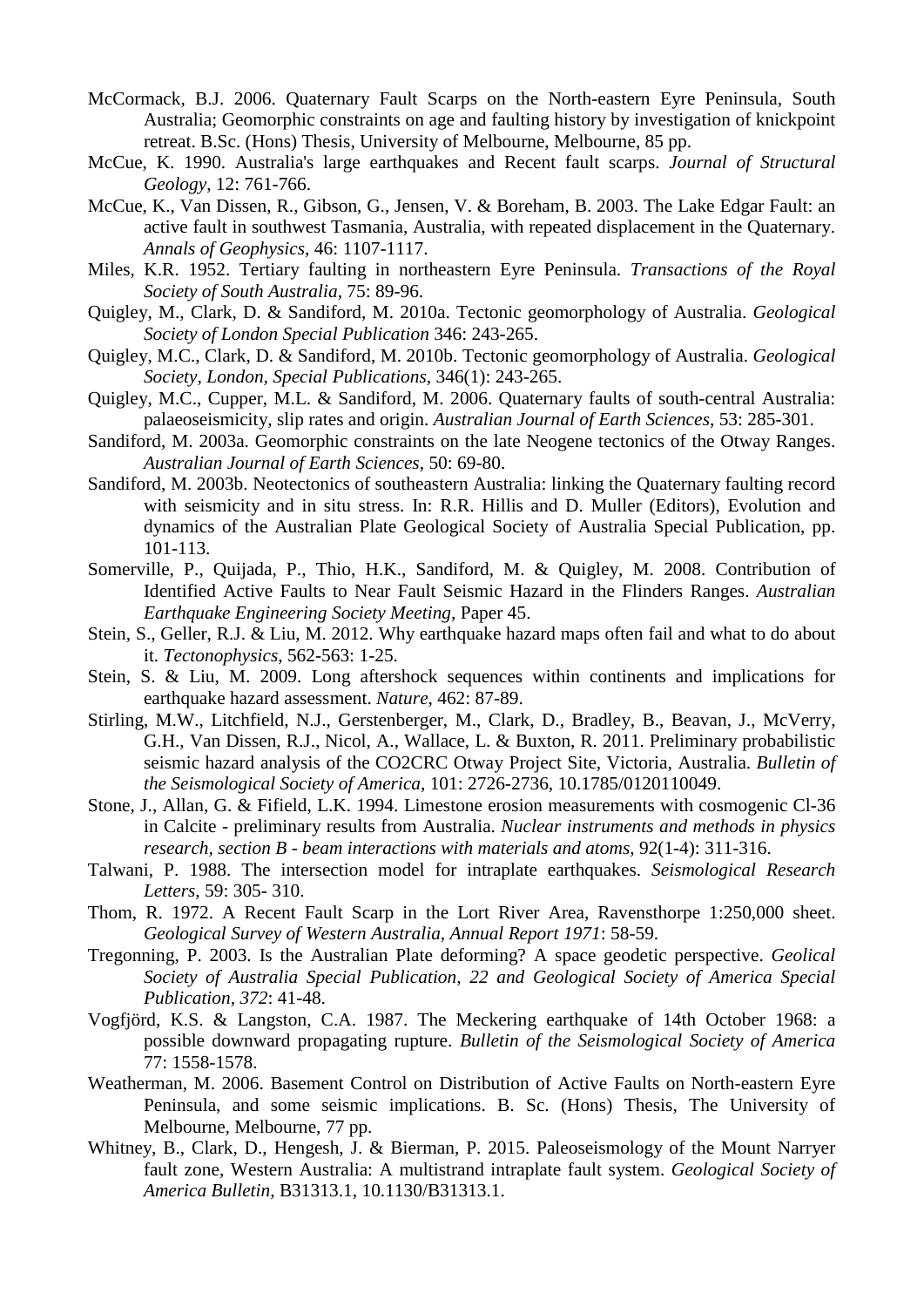McCormack, B.J. 2006. Quaternary Fault Scarps on the North-eastern Eyre Peninsula, South Australia; Geomorphic constraints on age and faulting history by investigation of knickpoint retreat. B.Sc. (Hons) Thesis, University of Melbourne, Melbourne, 85 pp.

McCue, K. 1990. Australia's large earthquakes and Recent fault scarps. *Journal of Structural Geology*, 12: 761-766.

McCue, K., Van Dissen, R., Gibson, G., Jensen, V. & Boreham, B. 2003. The Lake Edgar Fault: an active fault in southwest Tasmania, Australia, with repeated displacement in the Quaternary. *Annals of Geophysics*, 46: 1107-1117.

Miles, K.R. 1952. Tertiary faulting in northeastern Eyre Peninsula. *Transactions of the Royal Society of South Australia*, 75: 89-96.

Quigley, M., Clark, D. & Sandiford, M. 2010a. Tectonic geomorphology of Australia. *Geological Society of London Special Publication* 346: 243-265.

Quigley, M.C., Clark, D. & Sandiford, M. 2010b. Tectonic geomorphology of Australia. *Geological Society, London, Special Publications*, 346(1): 243-265.

Quigley, M.C., Cupper, M.L. & Sandiford, M. 2006. Quaternary faults of south-central Australia: palaeoseismicity, slip rates and origin. *Australian Journal of Earth Sciences*, 53: 285-301.

Sandiford, M. 2003a. Geomorphic constraints on the late Neogene tectonics of the Otway Ranges. *Australian Journal of Earth Sciences*, 50: 69-80.

Sandiford, M. 2003b. Neotectonics of southeastern Australia: linking the Quaternary faulting record with seismicity and in situ stress. In: R.R. Hillis and D. Muller (Editors), Evolution and dynamics of the Australian Plate Geological Society of Australia Special Publication, pp. 101-113.

Somerville, P., Quijada, P., Thio, H.K., Sandiford, M. & Quigley, M. 2008. Contribution of Identified Active Faults to Near Fault Seismic Hazard in the Flinders Ranges. *Australian Earthquake Engineering Society Meeting*, Paper 45.

Stein, S., Geller, R.J. & Liu, M. 2012. Why earthquake hazard maps often fail and what to do about it. *Tectonophysics*, 562-563: 1-25.

Stein, S. & Liu, M. 2009. Long aftershock sequences within continents and implications for earthquake hazard assessment. *Nature*, 462: 87-89.

Stirling, M.W., Litchfield, N.J., Gerstenberger, M., Clark, D., Bradley, B., Beavan, J., McVerry, G.H., Van Dissen, R.J., Nicol, A., Wallace, L. & Buxton, R. 2011. Preliminary probabilistic seismic hazard analysis of the CO2CRC Otway Project Site, Victoria, Australia. *Bulletin of the Seismological Society of America*, 101: 2726-2736, 10.1785/0120110049.

Stone, J., Allan, G. & Fifield, L.K. 1994. Limestone erosion measurements with cosmogenic Cl-36 in Calcite - preliminary results from Australia. *Nuclear instruments and methods in physics research, section B - beam interactions with materials and atoms*, 92(1-4): 311-316.

Talwani, P. 1988. The intersection model for intraplate earthquakes. *Seismological Research Letters*, 59: 305- 310.

Thom, R. 1972. A Recent Fault Scarp in the Lort River Area, Ravensthorpe 1:250,000 sheet. *Geological Survey of Western Australia, Annual Report 1971*: 58-59.

Tregonning, P. 2003. Is the Australian Plate deforming? A space geodetic perspective. *Geolical Society of Australia Special Publication, 22 and Geological Society of America Special Publication, 372*: 41-48.

Vogfjörd, K.S. & Langston, C.A. 1987. The Meckering earthquake of 14th October 1968: a possible downward propagating rupture. *Bulletin of the Seismological Society of America* 77: 1558-1578.

Weatherman, M. 2006. Basement Control on Distribution of Active Faults on North-eastern Eyre Peninsula, and some seismic implications. B. Sc. (Hons) Thesis, The University of Melbourne, Melbourne, 77 pp.

Whitney, B., Clark, D., Hengesh, J. & Bierman, P. 2015. Paleoseismology of the Mount Narryer fault zone, Western Australia: A multistrand intraplate fault system. *Geological Society of America Bulletin*, B31313.1, 10.1130/B31313.1.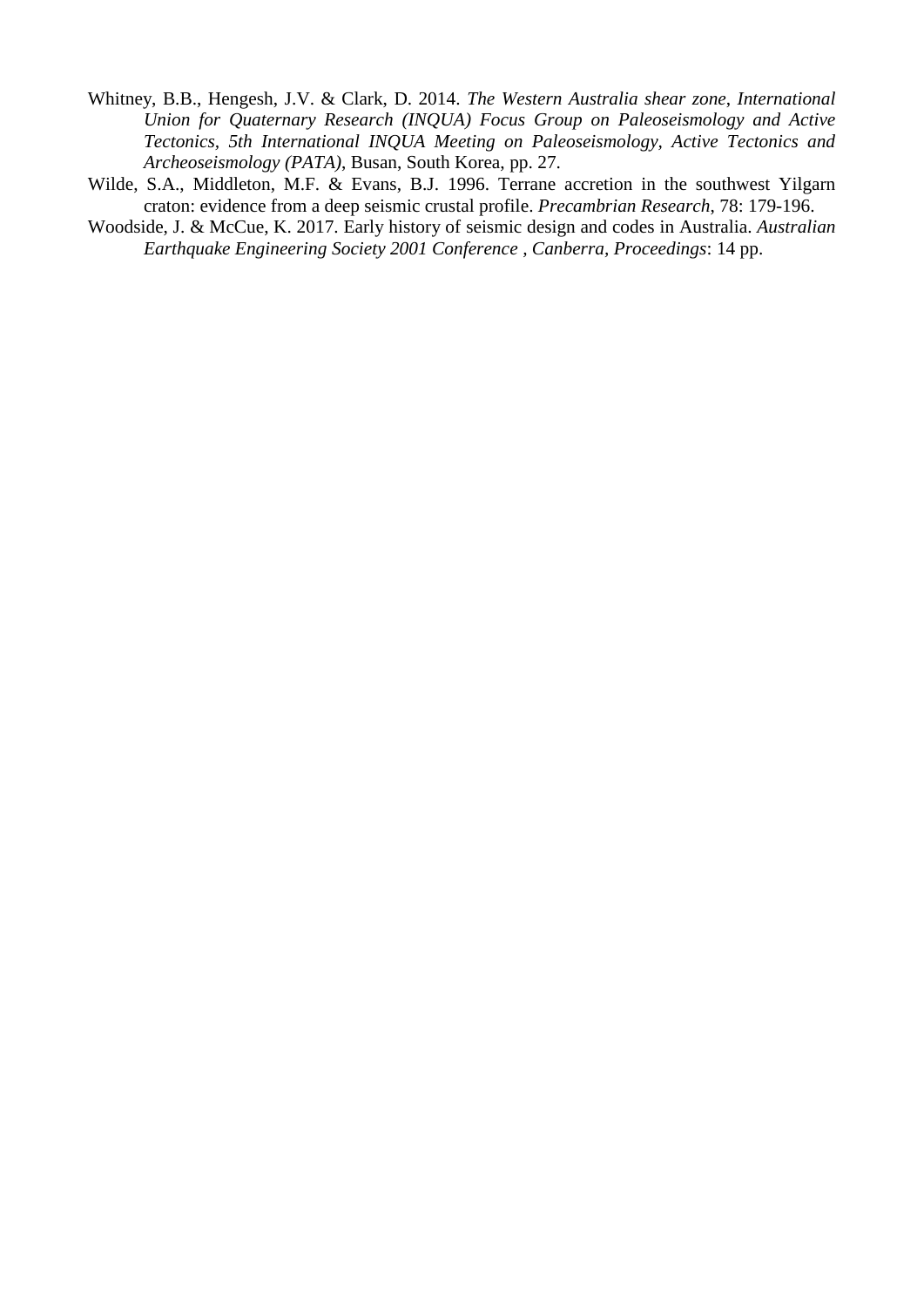Whitney, B.B., Hengesh, J.V. & Clark, D. 2014. *The Western Australia shear zone, International Union for Quaternary Research (INQUA) Focus Group on Paleoseismology and Active Tectonics, 5th International INQUA Meeting on Paleoseismology, Active Tectonics and Archeoseismology (PATA)*, Busan, South Korea, pp. 27.

Wilde, S.A., Middleton, M.F. & Evans, B.J. 1996. Terrane accretion in the southwest Yilgarn craton: evidence from a deep seismic crustal profile. *Precambrian Research*, 78: 179-196.

Woodside, J. & McCue, K. 2017. Early history of seismic design and codes in Australia. *Australian Earthquake Engineering Society 2001 Conference , Canberra, Proceedings*: 14 pp.